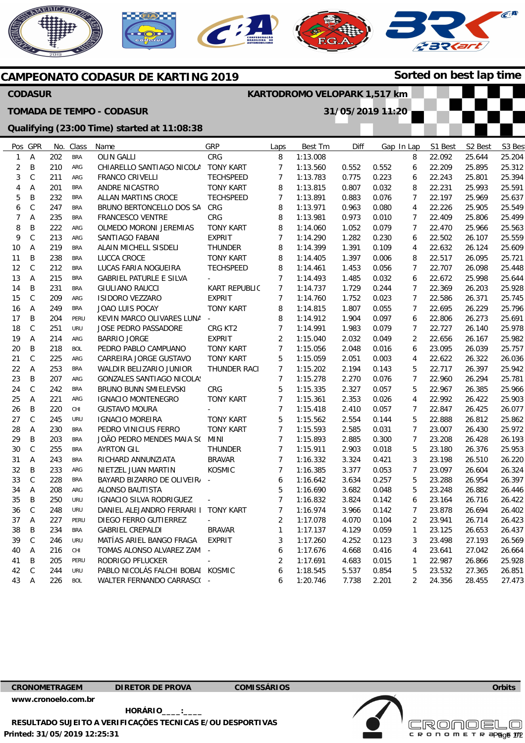# CAMPEONATO CODASUR DE KARTING 2019

**Sorted on best lap time**

**CODASUR** — **KARTODROMO VELOPARK 1,517 km**

**TOMADA DE TEMPO - CODASUR** — **31/05/2019 11:20**

**Qualifying (23:00 Time) started at 11:08:38**

| Pos | GPR | No. | Class | Name | GRP | Laps | Best Tm | Diff | Gap | In Lap | S1 Best | S2 Best | S3 Best |
|---|---|---|---|---|---|---|---|---|---|---|---|---|---|
| 1 | A | 202 | BRA | OLIN GALLI | CRG | 8 | 1:13.008 | | | 8 | 22.092 | 25.644 | 25.204 |
| 2 | B | 210 | ARG | CHIARELLO SANTIAGO NICOLA | TONY KART | 7 | 1:13.560 | 0.552 | 0.552 | 6 | 22.209 | 25.895 | 25.312 |
| 3 | C | 211 | ARG | FRANCO CRIVELLI | TECHSPEED | 7 | 1:13.783 | 0.775 | 0.223 | 6 | 22.243 | 25.801 | 25.394 |
| 4 | A | 201 | BRA | ANDRE NICASTRO | TONY KART | 8 | 1:13.815 | 0.807 | 0.032 | 8 | 22.231 | 25.993 | 25.591 |
| 5 | B | 232 | BRA | ALLAN MARTINS CROCE | TECHSPEED | 7 | 1:13.891 | 0.883 | 0.076 | 7 | 22.197 | 25.969 | 25.637 |
| 6 | C | 247 | BRA | BRUNO BERTONCELLO DOS SA | CRG | 8 | 1:13.971 | 0.963 | 0.080 | 4 | 22.226 | 25.905 | 25.549 |
| 7 | A | 235 | BRA | FRANCESCO VENTRE | CRG | 8 | 1:13.981 | 0.973 | 0.010 | 7 | 22.409 | 25.806 | 25.499 |
| 8 | B | 222 | ARG | OLMEDO MORONI JEREMIAS | TONY KART | 8 | 1:14.060 | 1.052 | 0.079 | 7 | 22.470 | 25.966 | 25.563 |
| 9 | C | 213 | ARG | SANTIAGO FABANI | EXPRIT | 7 | 1:14.290 | 1.282 | 0.230 | 6 | 22.502 | 26.107 | 25.559 |
| 10 | A | 219 | BRA | ALAIN MICHELL SISDELI | THUNDER | 8 | 1:14.399 | 1.391 | 0.109 | 4 | 22.632 | 26.124 | 25.609 |
| 11 | B | 238 | BRA | LUCCA CROCE | TONY KART | 8 | 1:14.405 | 1.397 | 0.006 | 8 | 22.517 | 26.095 | 25.721 |
| 12 | C | 212 | BRA | LUCAS FARIA NOGUEIRA | TECHSPEED | 8 | 1:14.461 | 1.453 | 0.056 | 7 | 22.707 | 26.098 | 25.448 |
| 13 | A | 215 | BRA | GABRIEL PATURLE E SILVA | - | 7 | 1:14.493 | 1.485 | 0.032 | 6 | 22.672 | 25.998 | 25.644 |
| 14 | B | 231 | BRA | GIULIANO RAUCCI | KART REPUBLIC | 7 | 1:14.737 | 1.729 | 0.244 | 7 | 22.369 | 26.203 | 25.928 |
| 15 | C | 209 | ARG | ISIDORO VEZZARO | EXPRIT | 7 | 1:14.760 | 1.752 | 0.023 | 7 | 22.586 | 26.371 | 25.745 |
| 16 | A | 249 | BRA | JOAO LUIS POCAY | TONY KART | 8 | 1:14.815 | 1.807 | 0.055 | 7 | 22.695 | 26.229 | 25.796 |
| 17 | B | 204 | PERU | KEVIN MARCO OLIVARES LUNA | - | 8 | 1:14.912 | 1.904 | 0.097 | 6 | 22.806 | 26.273 | 25.691 |
| 18 | C | 251 | URU | JOSE PEDRO PASSADORE | CRG KT2 | 7 | 1:14.991 | 1.983 | 0.079 | 7 | 22.727 | 26.140 | 25.978 |
| 19 | A | 214 | ARG | BARRIO JORGE | EXPRIT | 2 | 1:15.040 | 2.032 | 0.049 | 2 | 22.656 | 26.167 | 25.982 |
| 20 | B | 218 | BOL | PEDRO PABLO CAMPUANO | TONY KART | 7 | 1:15.056 | 2.048 | 0.016 | 6 | 23.095 | 26.039 | 25.757 |
| 21 | C | 225 | ARG | CARREIRA JORGE GUSTAVO | TONY KART | 5 | 1:15.059 | 2.051 | 0.003 | 4 | 22.622 | 26.322 | 26.036 |
| 22 | A | 253 | BRA | WALDIR BELIZARIO JUNIOR | THUNDER RACI | 7 | 1:15.202 | 2.194 | 0.143 | 5 | 22.717 | 26.397 | 25.942 |
| 23 | B | 207 | ARG | GONZALES SANTIAGO NICOLAS | | 7 | 1:15.278 | 2.270 | 0.076 | 7 | 22.960 | 26.294 | 25.781 |
| 24 | C | 242 | BRA | BRUNO BUNN SMIELEVSKI | CRG | 5 | 1:15.335 | 2.327 | 0.057 | 5 | 22.967 | 26.385 | 25.966 |
| 25 | A | 221 | ARG | IGNACIO MONTENEGRO | TONY KART | 7 | 1:15.361 | 2.353 | 0.026 | 4 | 22.992 | 26.422 | 25.903 |
| 26 | B | 220 | CHI | GUSTAVO MOURA | - | 7 | 1:15.418 | 2.410 | 0.057 | 7 | 22.847 | 26.425 | 26.077 |
| 27 | C | 245 | URU | IGNACIO MOREIRA | TONY KART | 5 | 1:15.562 | 2.554 | 0.144 | 5 | 22.888 | 26.812 | 25.862 |
| 28 | A | 230 | BRA | PEDRO VINICIUS FERRO | TONY KART | 7 | 1:15.593 | 2.585 | 0.031 | 7 | 23.007 | 26.430 | 25.972 |
| 29 | B | 203 | BRA | JOÃO PEDRO MENDES MAIA SO | MINI | 7 | 1:15.893 | 2.885 | 0.300 | 7 | 23.208 | 26.428 | 26.193 |
| 30 | C | 255 | BRA | AYRTON GIL | THUNDER | 7 | 1:15.911 | 2.903 | 0.018 | 5 | 23.180 | 26.376 | 25.953 |
| 31 | A | 243 | BRA | RICHARD ANNUNZIATA | BRAVAR | 7 | 1:16.332 | 3.324 | 0.421 | 3 | 23.198 | 26.510 | 26.220 |
| 32 | B | 233 | ARG | NIETZEL JUAN MARTIN | KOSMIC | 7 | 1:16.385 | 3.377 | 0.053 | 7 | 23.097 | 26.604 | 26.324 |
| 33 | C | 228 | BRA | BAYARD BIZARRO DE OLIVEIRA | - | 6 | 1:16.642 | 3.634 | 0.257 | 5 | 23.288 | 26.954 | 26.397 |
| 34 | A | 208 | ARG | ALONSO BAUTISTA | | 5 | 1:16.690 | 3.682 | 0.048 | 5 | 23.248 | 26.882 | 26.446 |
| 35 | B | 250 | URU | IGNACIO SILVA RODRIGUEZ | - | 7 | 1:16.832 | 3.824 | 0.142 | 6 | 23.164 | 26.716 | 26.422 |
| 36 | C | 248 | URU | DANIEL ALEJANDRO FERRARI I | TONY KART | 7 | 1:16.974 | 3.966 | 0.142 | 7 | 23.878 | 26.694 | 26.402 |
| 37 | A | 227 | PERU | DIEGO FERRO GUTIERREZ | - | 2 | 1:17.078 | 4.070 | 0.104 | 2 | 23.941 | 26.714 | 26.423 |
| 38 | B | 234 | BRA | GABRIEL CREPALDI | BRAVAR | 1 | 1:17.137 | 4.129 | 0.059 | 1 | 23.125 | 26.653 | 26.437 |
| 39 | C | 246 | URU | MATÍAS ARIEL BANGO FRAGA | EXPRIT | 3 | 1:17.260 | 4.252 | 0.123 | 3 | 23.498 | 27.193 | 26.569 |
| 40 | A | 216 | CHI | TOMAS ALONSO ALVAREZ ZAM | - | 6 | 1:17.676 | 4.668 | 0.416 | 4 | 23.641 | 27.042 | 26.664 |
| 41 | B | 205 | PERU | RODRIGO PFLUCKER | - | 2 | 1:17.691 | 4.683 | 0.015 | 1 | 22.987 | 26.866 | 25.928 |
| 42 | C | 244 | URU | PABLO NICOLÁS FALCHI BOBAI | KOSMIC | 6 | 1:18.545 | 5.537 | 0.854 | 5 | 23.532 | 27.365 | 26.851 |
| 43 | A | 226 | BOL | WALTER FERNANDO CARRASCO | - | 6 | 1:20.746 | 7.738 | 2.201 | 2 | 24.356 | 28.455 | 27.473 |

**CRONOMETRAGEM** | **DIRETOR DE PROVA** | **COMISSÁRIOS** | **Orbits**

www.cronoelo.com.br

**HORÁRIO____:____**

**RESULTADO SUJEITO A VERIFICAÇÕES TECNICAS E/OU DESPORTIVAS**

**Printed: 31/05/2019 12:25:31**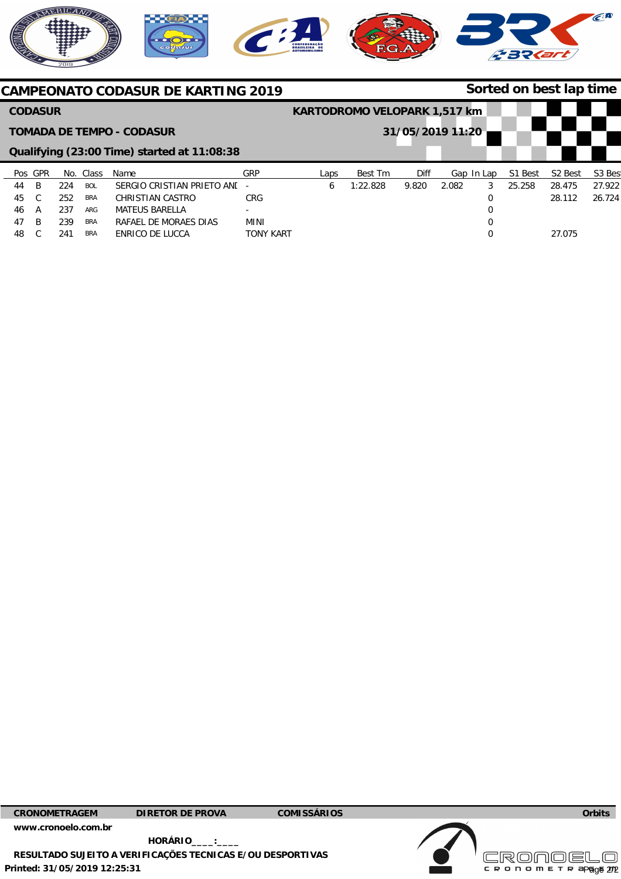## CAMPEONATO CODASUR DE KARTING 2019

**Sorted on best lap time**

**CODASUR** — **KARTODROMO VELOPARK 1,517 km**

**TOMADA DE TEMPO - CODASUR** — **31/05/2019 11:20**

**Qualifying (23:00 Time) started at 11:08:38**

| Pos | GPR | No. | Class | Name | GRP | Laps | Best Tm | Diff | Gap | In Lap | S1 Best | S2 Best | S3 Best |
|---|---|---|---|---|---|---|---|---|---|---|---|---|---|
| 44 | B | 224 | BOL | SERGIO CRISTIAN PRIETO ANI | - | 6 | 1:22.828 | 9.820 | 2.082 | 3 | 25.258 | 28.475 | 27.922 |
| 45 | C | 252 | BRA | CHRISTIAN CASTRO | CRG | | | | | 0 | | 28.112 | 26.724 |
| 46 | A | 237 | ARG | MATEUS BARELLA | - | | | | | 0 | | | |
| 47 | B | 239 | BRA | RAFAEL DE MORAES DIAS | MINI | | | | | 0 | | | |
| 48 | C | 241 | BRA | ENRICO DE LUCCA | TONY KART | | | | | 0 | | 27.075 | |

**CRONOMETRAGEM** **DIRETOR DE PROVA** **COMISSÁRIOS** **Orbits**

www.cronoelo.com.br

**HORÁRIO____:____**

**RESULTADO SUJEITO A VERIFICAÇÕES TECNICAS E/OU DESPORTIVAS**

**Printed: 31/05/2019 12:25:31**

CRONOELO CRONOMETRAGEM